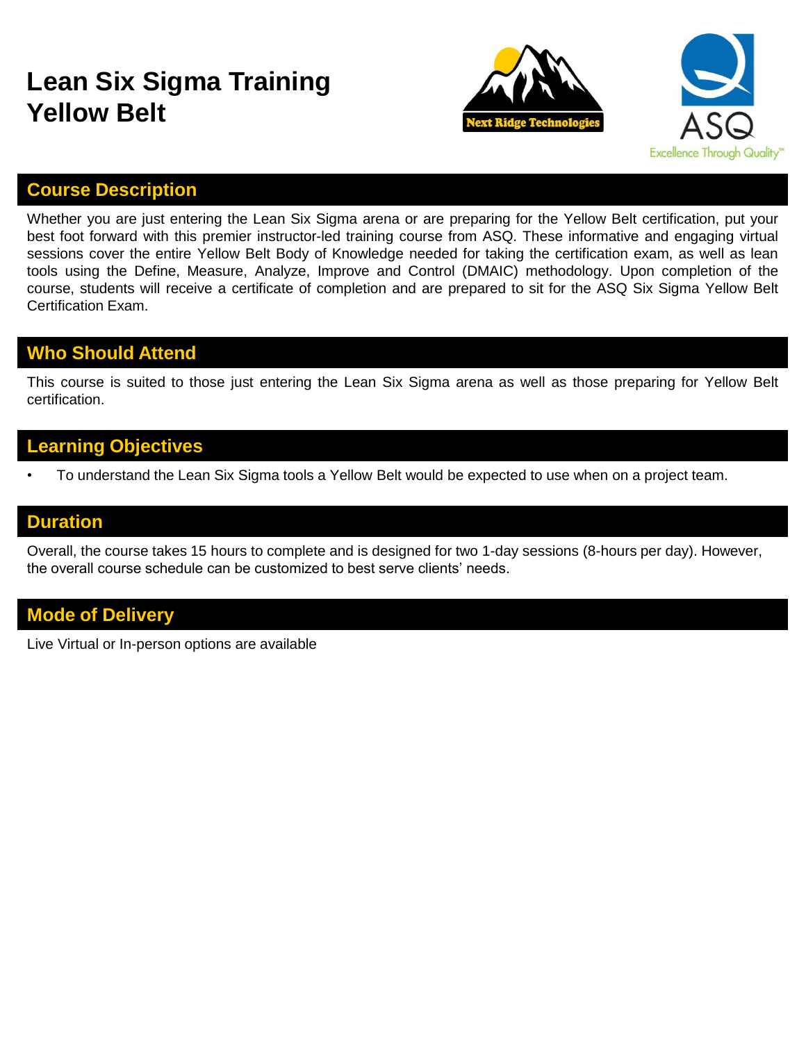# Lean Six Sigma Training
# Yellow Belt

## Course Description

Whether you are just entering the Lean Six Sigma arena or are preparing for the Yellow Belt certification, put your best foot forward with this premier instructor-led training course from ASQ. These informative and engaging virtual sessions cover the entire Yellow Belt Body of Knowledge needed for taking the certification exam, as well as lean tools using the Define, Measure, Analyze, Improve and Control (DMAIC) methodology. Upon completion of the course, students will receive a certificate of completion and are prepared to sit for the ASQ Six Sigma Yellow Belt Certification Exam.

## Who Should Attend

This course is suited to those just entering the Lean Six Sigma arena as well as those preparing for Yellow Belt certification.

## Learning Objectives

- To understand the Lean Six Sigma tools a Yellow Belt would be expected to use when on a project team.

## Duration

Overall, the course takes 15 hours to complete and is designed for two 1-day sessions (8-hours per day). However, the overall course schedule can be customized to best serve clients' needs.

## Mode of Delivery

Live Virtual or In-person options are available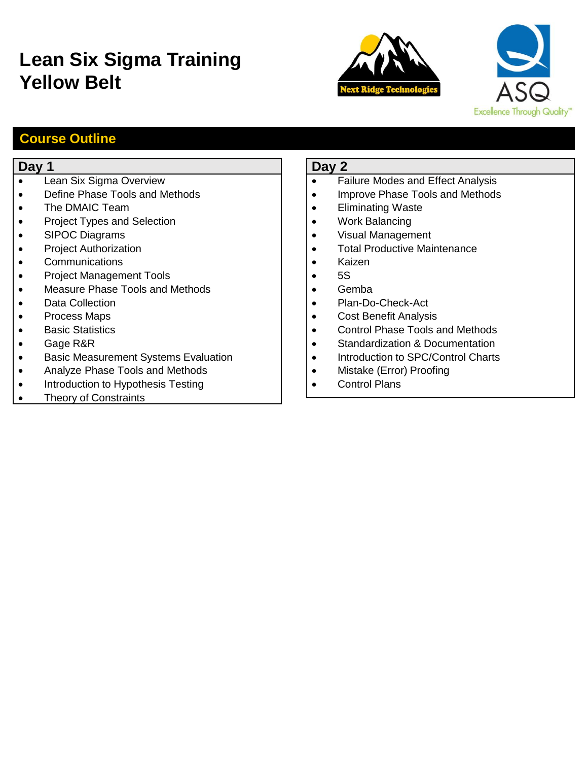# Lean Six Sigma Training Yellow Belt

Next Ridge Technologies

ASQ
Excellence Through Quality™

## Course Outline

### Day 1

- Lean Six Sigma Overview
- Define Phase Tools and Methods
- The DMAIC Team
- Project Types and Selection
- SIPOC Diagrams
- Project Authorization
- Communications
- Project Management Tools
- Measure Phase Tools and Methods
- Data Collection
- Process Maps
- Basic Statistics
- Gage R&R
- Basic Measurement Systems Evaluation
- Analyze Phase Tools and Methods
- Introduction to Hypothesis Testing
- Theory of Constraints

### Day 2

- Failure Modes and Effect Analysis
- Improve Phase Tools and Methods
- Eliminating Waste
- Work Balancing
- Visual Management
- Total Productive Maintenance
- Kaizen
- 5S
- Gemba
- Plan-Do-Check-Act
- Cost Benefit Analysis
- Control Phase Tools and Methods
- Standardization & Documentation
- Introduction to SPC/Control Charts
- Mistake (Error) Proofing
- Control Plans